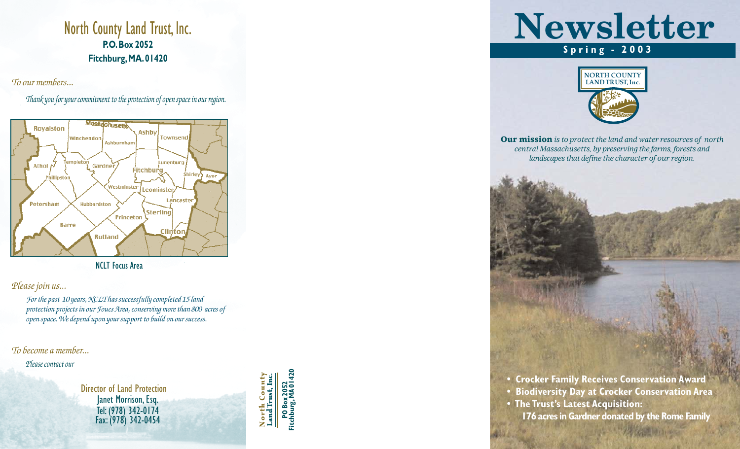# North County Land Trust, Inc.

**P.O. Box 2052**
**Fitchburg, MA. 01420**

*To our members...*

*Thank you for your commitment to the protection of open space in our region.*

Royalston, Massachusetts, Ashby, Townsend, Winchendon, Ashburnham, Templeton, Athol, Gardner, Fitchburg, Lunenburg, Phillipston, Shirley, Ayer, Westminster, Leominster, Petersham, Hubbardston, Lancaster, Sterling, Princeton, Barre, Clinton, Rutland

NCLT Focus Area

*Please join us...*

*For the past 10 years, NCLT has successfully completed 15 land protection projects in our Foucs Area, conserving more than 800 acres of open space. We depend upon your support to build on our success.*

*To become a member...*

*Please contact our*

Director of Land Protection
Janet Morrison, Esq.
Tel: (978) 342-0174
Fax: (978) 342-0454

**North County Land Trust, Inc.**

**PO Box 2052**
**Fitchburg, MA 01420**

# Newsletter

**Spring - 2003**

NORTH COUNTY LAND TRUST, Inc.

**Our mission** *is to protect the land and water resources of north central Massachusetts, by preserving the farms, forests and landscapes that define the character of our region.*

- **Crocker Family Receives Conservation Award**
- **Biodiversity Day at Crocker Conservation Area**
- **The Trust's Latest Acquisition: 176 acres in Gardner donated by the Rome Family**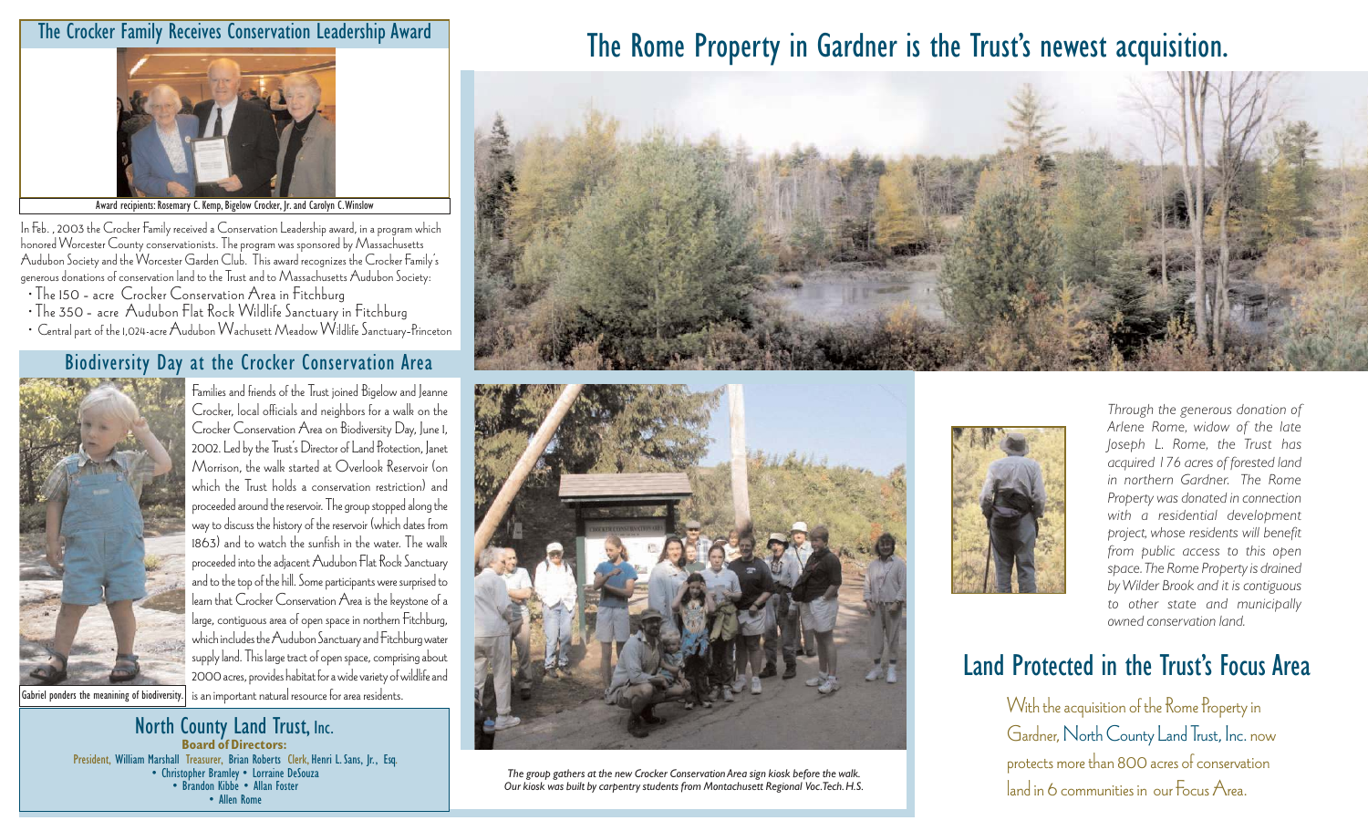## The Crocker Family Receives Conservation Leadership Award

Award recipients: Rosemary C. Kemp, Bigelow Crocker, Jr. and Carolyn C. Winslow

In Feb. , 2003 the Crocker Family received a Conservation Leadership award, in a program which honored Worcester County conservationists. The program was sponsored by Massachusetts Audubon Society and the Worcester Garden Club. This award recognizes the Crocker Family's generous donations of conservation land to the Trust and to Massachusetts Audubon Society:

- The 150 - acre Crocker Conservation Area in Fitchburg
- The 350 - acre Audubon Flat Rock Wildlife Sanctuary in Fitchburg
- Central part of the 1,024-acre Audubon Wachusett Meadow Wildlife Sanctuary-Princeton

## Biodiversity Day at the Crocker Conservation Area

Families and friends of the Trust joined Bigelow and Jeanne Crocker, local officials and neighbors for a walk on the Crocker Conservation Area on Biodiversity Day, June 1, 2002. Led by the Trust's Director of Land Protection, Janet Morrison, the walk started at Overlook Reservoir (on which the Trust holds a conservation restriction) and proceeded around the reservoir. The group stopped along the way to discuss the history of the reservoir (which dates from 1863) and to watch the sunfish in the water. The walk proceeded into the adjacent Audubon Flat Rock Sanctuary and to the top of the hill. Some participants were surprised to learn that Crocker Conservation Area is the keystone of a large, contiguous area of open space in northern Fitchburg, which includes the Audubon Sanctuary and Fitchburg water supply land. This large tract of open space, comprising about 2000 acres, provides habitat for a wide variety of wildlife and is an important natural resource for area residents.

Gabriel ponders the meanining of biodiversity.

## North County Land Trust, Inc.

**Board of Directors:**

President, William Marshall Treasurer, Brian Roberts Clerk, Henri L. Sans, Jr., Esq.
• Christopher Bramley • Lorraine DeSouza
• Brandon Kibbe • Allan Foster
• Allen Rome

# The Rome Property in Gardner is the Trust's newest acquisition.

*The group gathers at the new Crocker Conservation Area sign kiosk before the walk. Our kiosk was built by carpentry students from Montachusett Regional Voc.Tech. H.S.*

*Through the generous donation of Arlene Rome, widow of the late Joseph L. Rome, the Trust has acquired 176 acres of forested land in northern Gardner. The Rome Property was donated in connection with a residential development project, whose residents will benefit from public access to this open space. The Rome Property is drained by Wilder Brook and it is contiguous to other state and municipally owned conservation land.*

## Land Protected in the Trust's Focus Area

With the acquisition of the Rome Property in Gardner, North County Land Trust, Inc. now protects more than 800 acres of conservation land in 6 communities in our Focus Area.